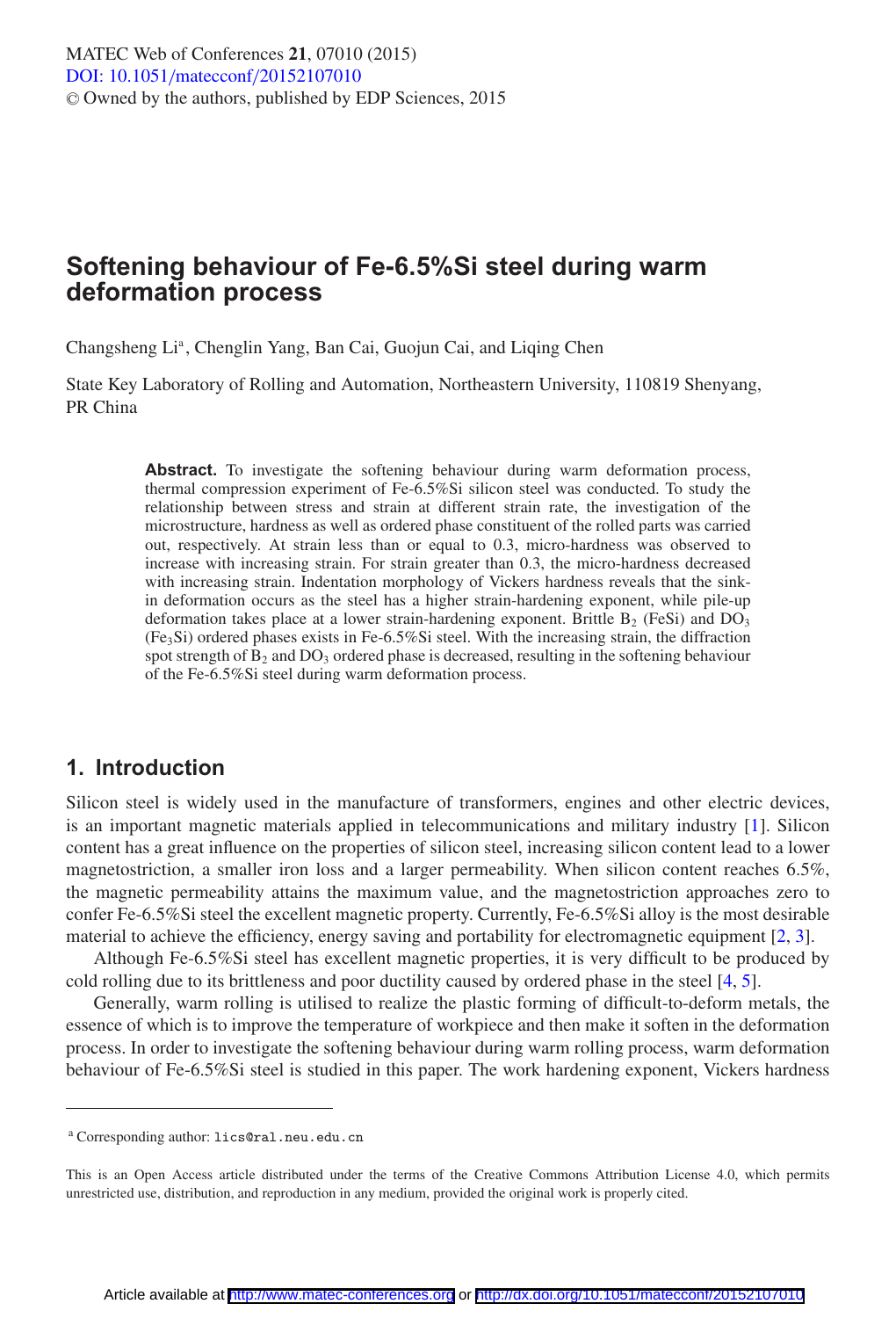# Softening behaviour of Fe-6.5%Si steel during warm deformation process

Changsheng Li[a], Chenglin Yang, Ban Cai, Guojun Cai, and Liqing Chen

State Key Laboratory of Rolling and Automation, Northeastern University, 110819 Shenyang, PR China

**Abstract.** To investigate the softening behaviour during warm deformation process, thermal compression experiment of Fe-6.5%Si silicon steel was conducted. To study the relationship between stress and strain at different strain rate, the investigation of the microstructure, hardness as well as ordered phase constituent of the rolled parts was carried out, respectively. At strain less than or equal to 0.3, micro-hardness was observed to increase with increasing strain. For strain greater than 0.3, the micro-hardness decreased with increasing strain. Indentation morphology of Vickers hardness reveals that the sink-in deformation occurs as the steel has a higher strain-hardening exponent, while pile-up deformation takes place at a lower strain-hardening exponent. Brittle $B_2$ (FeSi) and $DO_3$ ($Fe_3Si$) ordered phases exists in Fe-6.5%Si steel. With the increasing strain, the diffraction spot strength of $B_2$ and $DO_3$ ordered phase is decreased, resulting in the softening behaviour of the Fe-6.5%Si steel during warm deformation process.

## 1. Introduction

Silicon steel is widely used in the manufacture of transformers, engines and other electric devices, is an important magnetic materials applied in telecommunications and military industry [1]. Silicon content has a great influence on the properties of silicon steel, increasing silicon content lead to a lower magnetostriction, a smaller iron loss and a larger permeability. When silicon content reaches 6.5%, the magnetic permeability attains the maximum value, and the magnetostriction approaches zero to confer Fe-6.5%Si steel the excellent magnetic property. Currently, Fe-6.5%Si alloy is the most desirable material to achieve the efficiency, energy saving and portability for electromagnetic equipment [2, 3].

Although Fe-6.5%Si steel has excellent magnetic properties, it is very difficult to be produced by cold rolling due to its brittleness and poor ductility caused by ordered phase in the steel [4, 5].

Generally, warm rolling is utilised to realize the plastic forming of difficult-to-deform metals, the essence of which is to improve the temperature of workpiece and then make it soften in the deformation process. In order to investigate the softening behaviour during warm rolling process, warm deformation behaviour of Fe-6.5%Si steel is studied in this paper. The work hardening exponent, Vickers hardness

---

[a] Corresponding author: lics@ral.neu.edu.cn

This is an Open Access article distributed under the terms of the Creative Commons Attribution License 4.0, which permits unrestricted use, distribution, and reproduction in any medium, provided the original work is properly cited.

Article available at http://www.matec-conferences.org or http://dx.doi.org/10.1051/matecconf/20152107010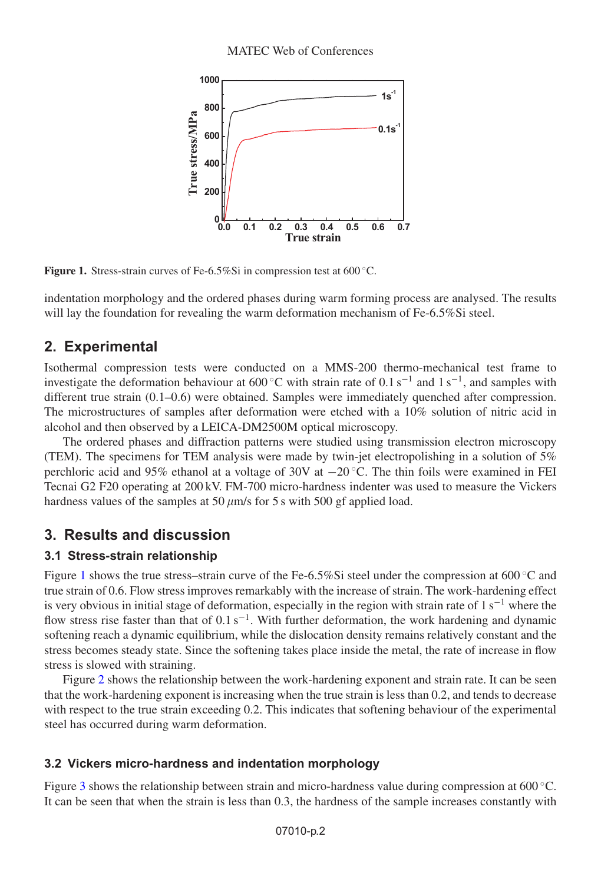Figure 1. Stress-strain curves of Fe-6.5%Si in compression test at 600 °C.

indentation morphology and the ordered phases during warm forming process are analysed. The results will lay the foundation for revealing the warm deformation mechanism of Fe-6.5%Si steel.

## 2. Experimental

Isothermal compression tests were conducted on a MMS-200 thermo-mechanical test frame to investigate the deformation behaviour at 600 °C with strain rate of 0.1 $s^{-1}$ and 1 $s^{-1}$, and samples with different true strain (0.1–0.6) were obtained. Samples were immediately quenched after compression. The microstructures of samples after deformation were etched with a 10% solution of nitric acid in alcohol and then observed by a LEICA-DM2500M optical microscopy.

The ordered phases and diffraction patterns were studied using transmission electron microscopy (TEM). The specimens for TEM analysis were made by twin-jet electropolishing in a solution of 5% perchloric acid and 95% ethanol at a voltage of 30V at −20 °C. The thin foils were examined in FEI Tecnai G2 F20 operating at 200 kV. FM-700 micro-hardness indenter was used to measure the Vickers hardness values of the samples at 50 $\mu$m/s for 5 s with 500 gf applied load.

## 3. Results and discussion

### 3.1 Stress-strain relationship

Figure 1 shows the true stress–strain curve of the Fe-6.5%Si steel under the compression at 600 °C and true strain of 0.6. Flow stress improves remarkably with the increase of strain. The work-hardening effect is very obvious in initial stage of deformation, especially in the region with strain rate of 1 $s^{-1}$ where the flow stress rise faster than that of 0.1 $s^{-1}$. With further deformation, the work hardening and dynamic softening reach a dynamic equilibrium, while the dislocation density remains relatively constant and the stress becomes steady state. Since the softening takes place inside the metal, the rate of increase in flow stress is slowed with straining.

Figure 2 shows the relationship between the work-hardening exponent and strain rate. It can be seen that the work-hardening exponent is increasing when the true strain is less than 0.2, and tends to decrease with respect to the true strain exceeding 0.2. This indicates that softening behaviour of the experimental steel has occurred during warm deformation.

### 3.2 Vickers micro-hardness and indentation morphology

Figure 3 shows the relationship between strain and micro-hardness value during compression at 600 °C. It can be seen that when the strain is less than 0.3, the hardness of the sample increases constantly with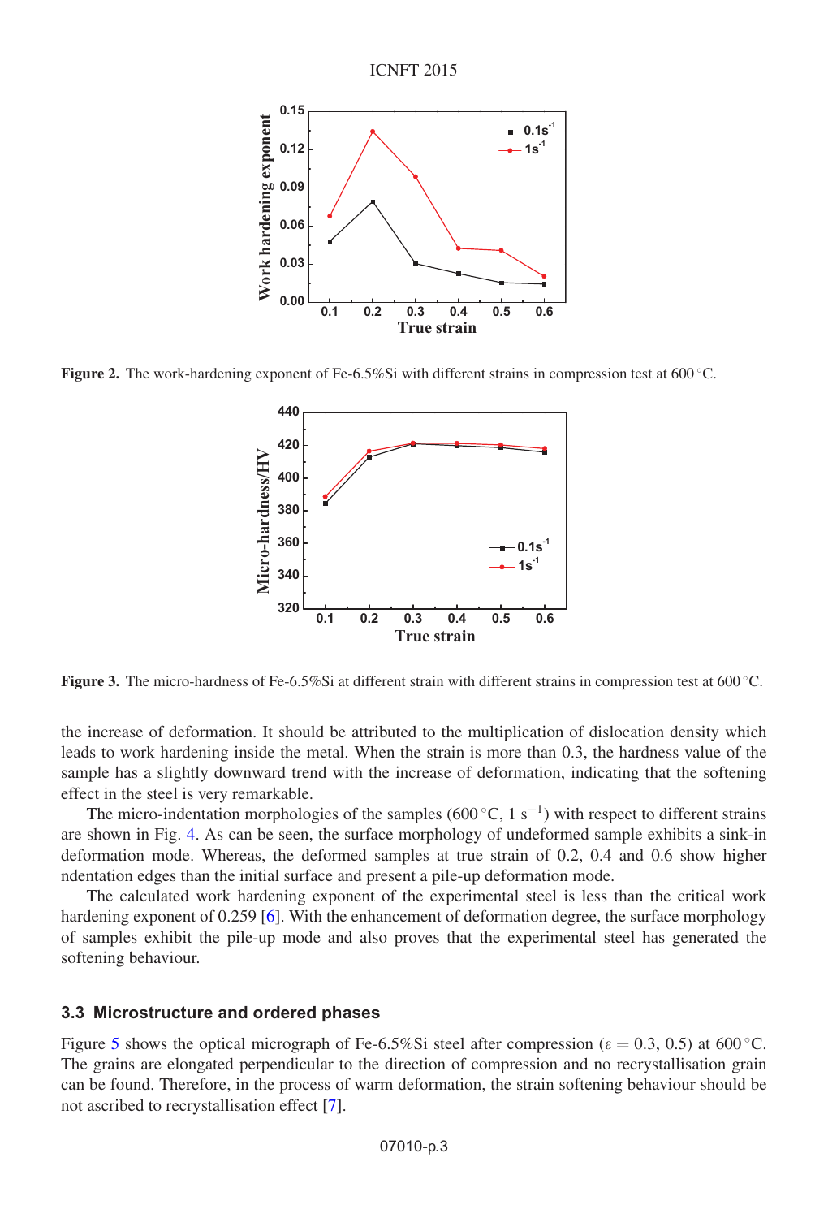Figure 2. The work-hardening exponent of Fe-6.5%Si with different strains in compression test at 600 °C.

Figure 3. The micro-hardness of Fe-6.5%Si at different strain with different strains in compression test at 600 °C.

the increase of deformation. It should be attributed to the multiplication of dislocation density which leads to work hardening inside the metal. When the strain is more than 0.3, the hardness value of the sample has a slightly downward trend with the increase of deformation, indicating that the softening effect in the steel is very remarkable.

The micro-indentation morphologies of the samples (600 °C, 1 $s^{-1}$) with respect to different strains are shown in Fig. 4. As can be seen, the surface morphology of undeformed sample exhibits a sink-in deformation mode. Whereas, the deformed samples at true strain of 0.2, 0.4 and 0.6 show higher ndentation edges than the initial surface and present a pile-up deformation mode.

The calculated work hardening exponent of the experimental steel is less than the critical work hardening exponent of 0.259 [6]. With the enhancement of deformation degree, the surface morphology of samples exhibit the pile-up mode and also proves that the experimental steel has generated the softening behaviour.

### 3.3 Microstructure and ordered phases

Figure 5 shows the optical micrograph of Fe-6.5%Si steel after compression ($\varepsilon = 0.3$, 0.5) at 600 °C. The grains are elongated perpendicular to the direction of compression and no recrystallisation grain can be found. Therefore, in the process of warm deformation, the strain softening behaviour should be not ascribed to recrystallisation effect [7].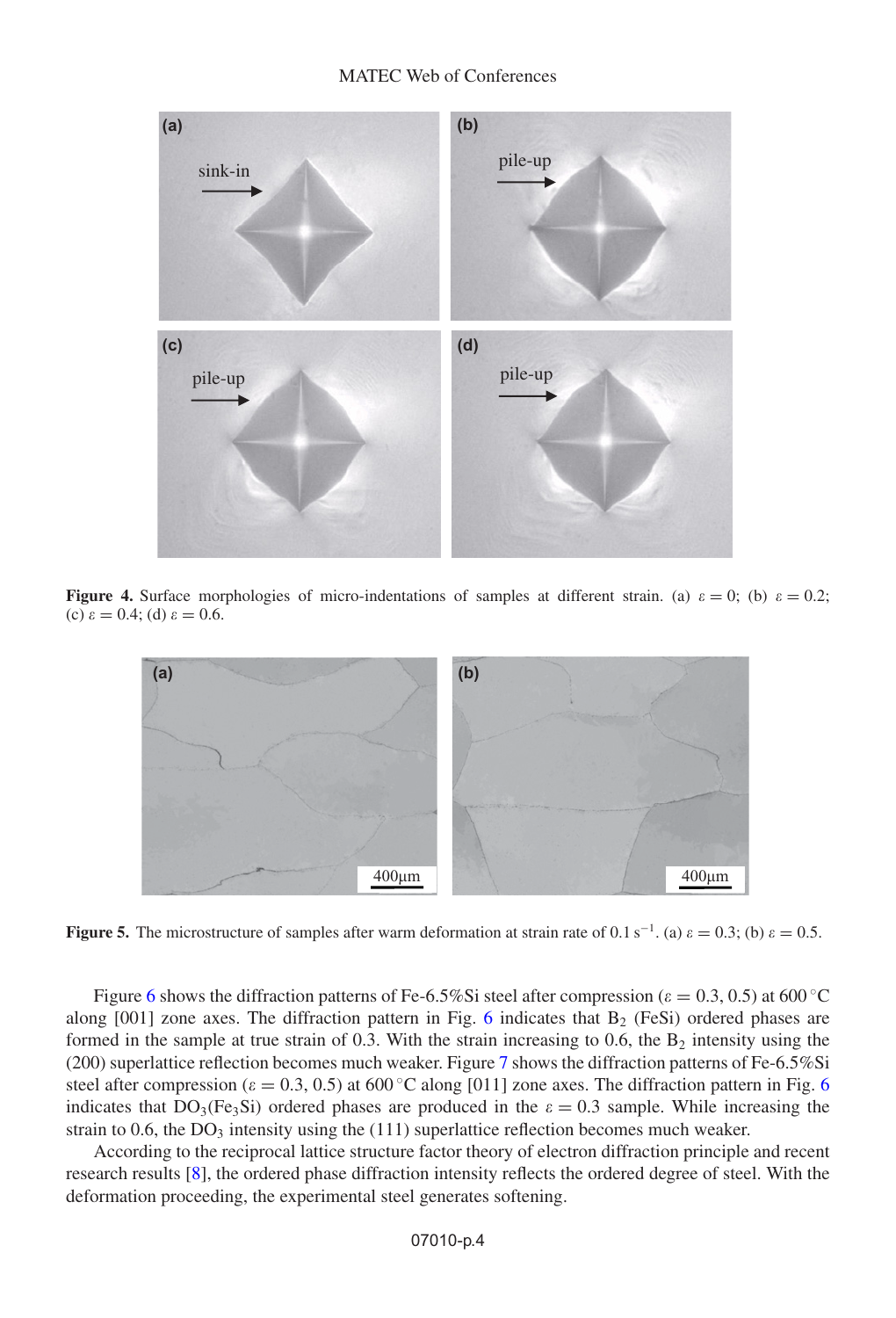**Figure 4.** Surface morphologies of micro-indentations of samples at different strain. (a) $\varepsilon = 0$; (b) $\varepsilon = 0.2$; (c) $\varepsilon = 0.4$; (d) $\varepsilon = 0.6$.

**Figure 5.** The microstructure of samples after warm deformation at strain rate of $0.1\ s^{-1}$. (a) $\varepsilon = 0.3$; (b) $\varepsilon = 0.5$.

Figure 6 shows the diffraction patterns of Fe-6.5%Si steel after compression ($\varepsilon = 0.3, 0.5$) at 600 °C along [001] zone axes. The diffraction pattern in Fig. 6 indicates that $B_2$ (FeSi) ordered phases are formed in the sample at true strain of 0.3. With the strain increasing to 0.6, the $B_2$ intensity using the (200) superlattice reflection becomes much weaker. Figure 7 shows the diffraction patterns of Fe-6.5%Si steel after compression ($\varepsilon = 0.3, 0.5$) at 600 °C along [011] zone axes. The diffraction pattern in Fig. 6 indicates that $DO_3$($Fe_3Si$) ordered phases are produced in the $\varepsilon = 0.3$ sample. While increasing the strain to 0.6, the $DO_3$ intensity using the (111) superlattice reflection becomes much weaker.

According to the reciprocal lattice structure factor theory of electron diffraction principle and recent research results [8], the ordered phase diffraction intensity reflects the ordered degree of steel. With the deformation proceeding, the experimental steel generates softening.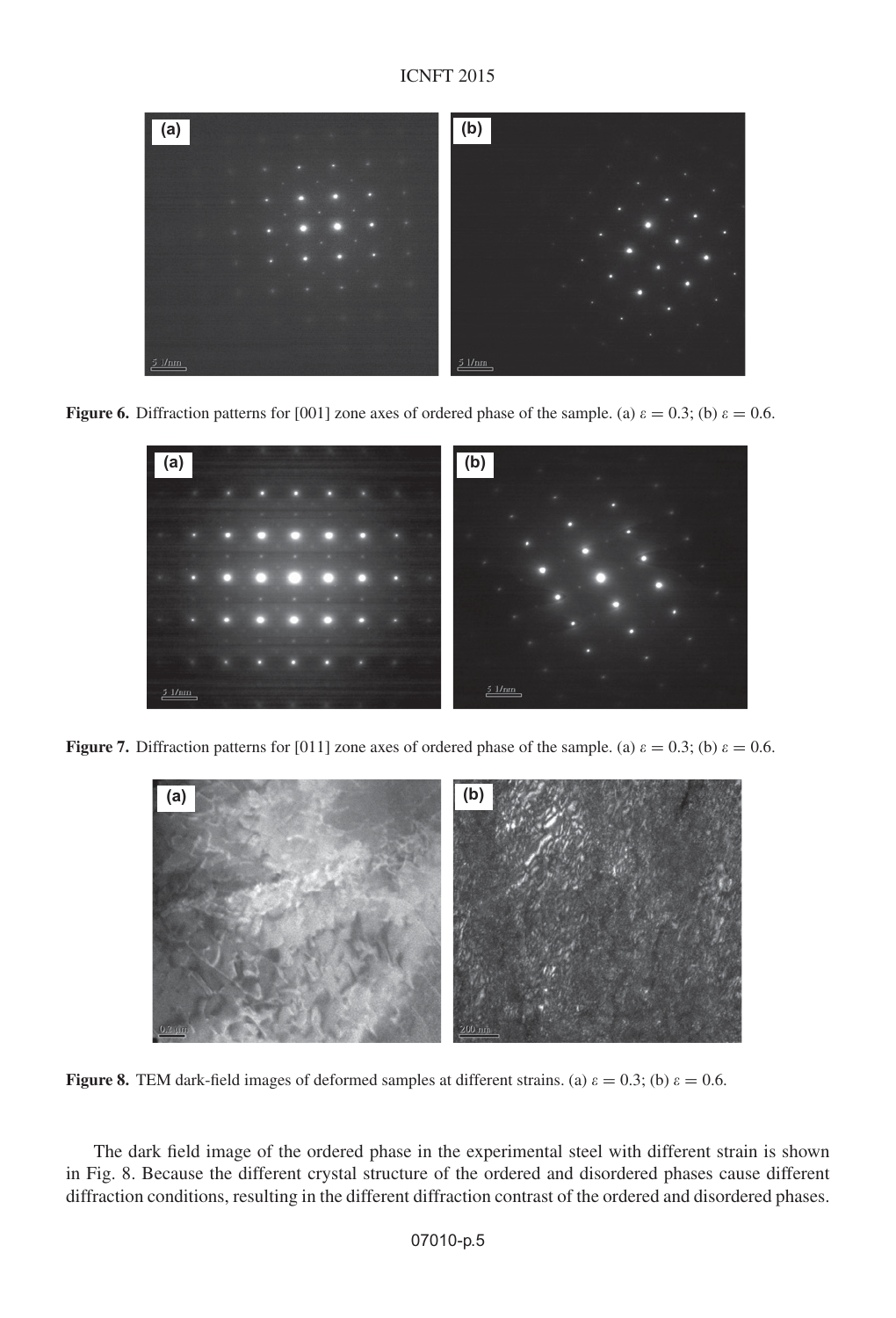**Figure 6.** Diffraction patterns for [001] zone axes of ordered phase of the sample. (a) $\varepsilon = 0.3$; (b) $\varepsilon = 0.6$.

**Figure 7.** Diffraction patterns for [011] zone axes of ordered phase of the sample. (a) $\varepsilon = 0.3$; (b) $\varepsilon = 0.6$.

**Figure 8.** TEM dark-field images of deformed samples at different strains. (a) $\varepsilon = 0.3$; (b) $\varepsilon = 0.6$.

The dark field image of the ordered phase in the experimental steel with different strain is shown in Fig. 8. Because the different crystal structure of the ordered and disordered phases cause different diffraction conditions, resulting in the different diffraction contrast of the ordered and disordered phases.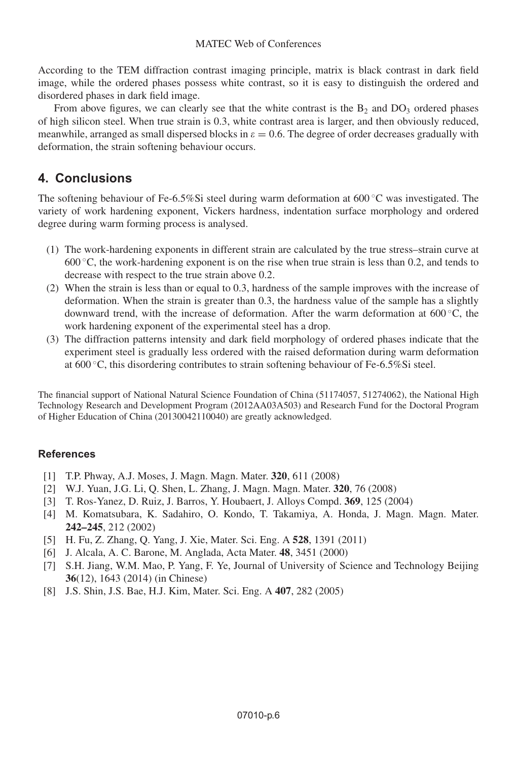According to the TEM diffraction contrast imaging principle, matrix is black contrast in dark field image, while the ordered phases possess white contrast, so it is easy to distinguish the ordered and disordered phases in dark field image.

From above figures, we can clearly see that the white contrast is the $B_2$ and $DO_3$ ordered phases of high silicon steel. When true strain is 0.3, white contrast area is larger, and then obviously reduced, meanwhile, arranged as small dispersed blocks in $\varepsilon = 0.6$. The degree of order decreases gradually with deformation, the strain softening behaviour occurs.

## 4. Conclusions

The softening behaviour of Fe-6.5%Si steel during warm deformation at 600 °C was investigated. The variety of work hardening exponent, Vickers hardness, indentation surface morphology and ordered degree during warm forming process is analysed.

(1) The work-hardening exponents in different strain are calculated by the true stress–strain curve at 600 °C, the work-hardening exponent is on the rise when true strain is less than 0.2, and tends to decrease with respect to the true strain above 0.2.

(2) When the strain is less than or equal to 0.3, hardness of the sample improves with the increase of deformation. When the strain is greater than 0.3, the hardness value of the sample has a slightly downward trend, with the increase of deformation. After the warm deformation at 600 °C, the work hardening exponent of the experimental steel has a drop.

(3) The diffraction patterns intensity and dark field morphology of ordered phases indicate that the experiment steel is gradually less ordered with the raised deformation during warm deformation at 600 °C, this disordering contributes to strain softening behaviour of Fe-6.5%Si steel.

The financial support of National Natural Science Foundation of China (51174057, 51274062), the National High Technology Research and Development Program (2012AA03A503) and Research Fund for the Doctoral Program of Higher Education of China (20130042110040) are greatly acknowledged.

### References

[1] T.P. Phway, A.J. Moses, J. Magn. Magn. Mater. **320**, 611 (2008)

[2] W.J. Yuan, J.G. Li, Q. Shen, L. Zhang, J. Magn. Magn. Mater. **320**, 76 (2008)

[3] T. Ros-Yanez, D. Ruiz, J. Barros, Y. Houbaert, J. Alloys Compd. **369**, 125 (2004)

[4] M. Komatsubara, K. Sadahiro, O. Kondo, T. Takamiya, A. Honda, J. Magn. Magn. Mater. **242–245**, 212 (2002)

[5] H. Fu, Z. Zhang, Q. Yang, J. Xie, Mater. Sci. Eng. A **528**, 1391 (2011)

[6] J. Alcala, A. C. Barone, M. Anglada, Acta Mater. **48**, 3451 (2000)

[7] S.H. Jiang, W.M. Mao, P. Yang, F. Ye, Journal of University of Science and Technology Beijing **36**(12), 1643 (2014) (in Chinese)

[8] J.S. Shin, J.S. Bae, H.J. Kim, Mater. Sci. Eng. A **407**, 282 (2005)